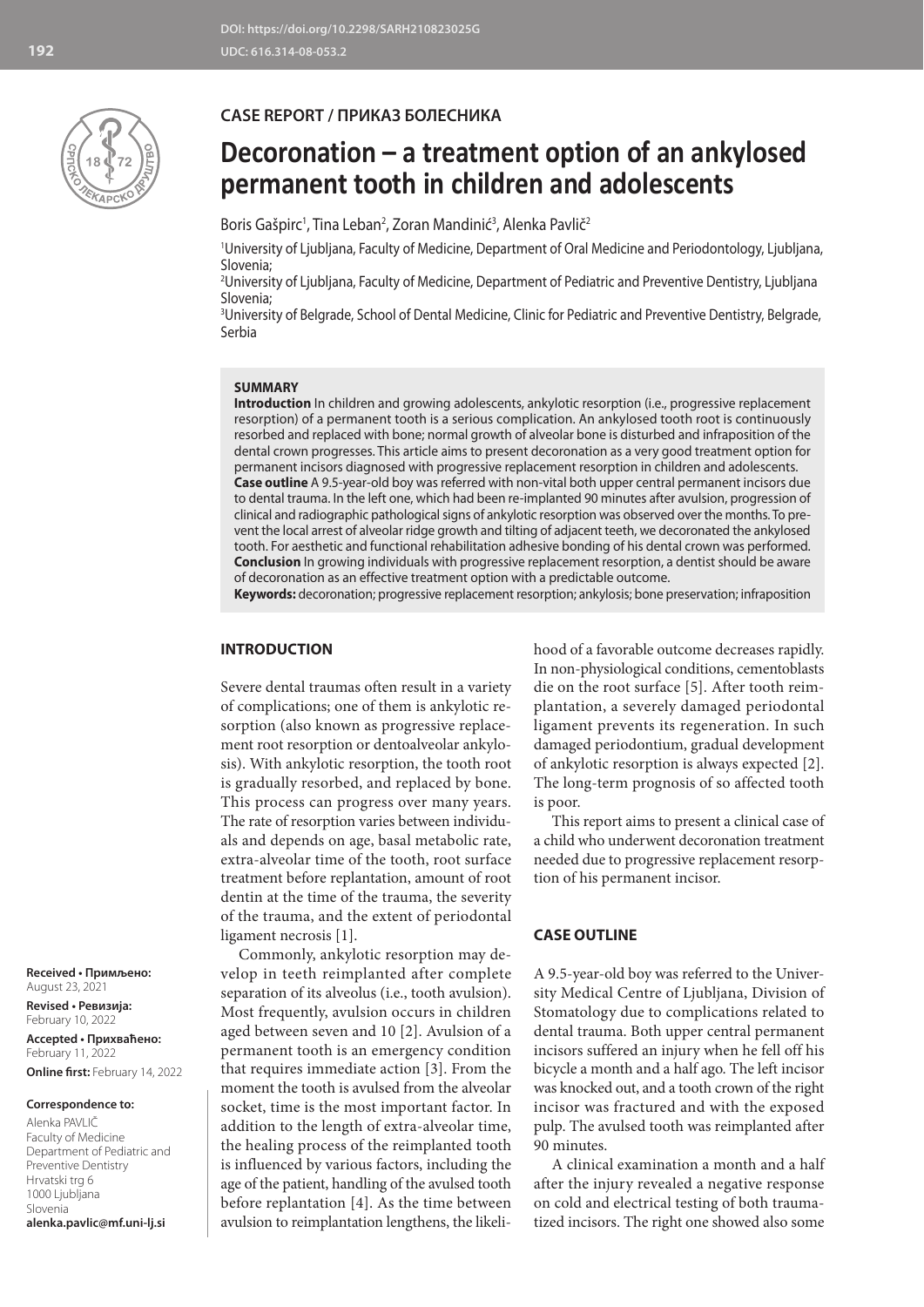DOI: https://doi.org/10.2298/SARH210823025G
UDC: 616.314-08-053.2

**CASE REPORT / ПРИКАЗ БОЛЕСНИКА**

# Decoronation – a treatment option of an ankylosed permanent tooth in children and adolescents

Boris Gašpirc[1], Tina Leban[2], Zoran Mandinić[3], Alenka Pavlič[2]

[1]University of Ljubljana, Faculty of Medicine, Department of Oral Medicine and Periodontology, Ljubljana, Slovenia;
[2]University of Ljubljana, Faculty of Medicine, Department of Pediatric and Preventive Dentistry, Ljubljana Slovenia;
[3]University of Belgrade, School of Dental Medicine, Clinic for Pediatric and Preventive Dentistry, Belgrade, Serbia

## SUMMARY

**Introduction** In children and growing adolescents, ankylotic resorption (i.e., progressive replacement resorption) of a permanent tooth is a serious complication. An ankylosed tooth root is continuously resorbed and replaced with bone; normal growth of alveolar bone is disturbed and infraposition of the dental crown progresses. This article aims to present decoronation as a very good treatment option for permanent incisors diagnosed with progressive replacement resorption in children and adolescents.

**Case outline** A 9.5-year-old boy was referred with non-vital both upper central permanent incisors due to dental trauma. In the left one, which had been re-implanted 90 minutes after avulsion, progression of clinical and radiographic pathological signs of ankylotic resorption was observed over the months. To prevent the local arrest of alveolar ridge growth and tilting of adjacent teeth, we decoronated the ankylosed tooth. For aesthetic and functional rehabilitation adhesive bonding of his dental crown was performed.

**Conclusion** In growing individuals with progressive replacement resorption, a dentist should be aware of decoronation as an effective treatment option with a predictable outcome.

**Keywords:** decoronation; progressive replacement resorption; ankylosis; bone preservation; infraposition

## INTRODUCTION

Severe dental traumas often result in a variety of complications; one of them is ankylotic resorption (also known as progressive replacement root resorption or dentoalveolar ankylosis). With ankylotic resorption, the tooth root is gradually resorbed, and replaced by bone. This process can progress over many years. The rate of resorption varies between individuals and depends on age, basal metabolic rate, extra-alveolar time of the tooth, root surface treatment before replantation, amount of root dentin at the time of the trauma, the severity of the trauma, and the extent of periodontal ligament necrosis [1].

Commonly, ankylotic resorption may develop in teeth reimplanted after complete separation of its alveolus (i.e., tooth avulsion). Most frequently, avulsion occurs in children aged between seven and 10 [2]. Avulsion of a permanent tooth is an emergency condition that requires immediate action [3]. From the moment the tooth is avulsed from the alveolar socket, time is the most important factor. In addition to the length of extra-alveolar time, the healing process of the reimplanted tooth is influenced by various factors, including the age of the patient, handling of the avulsed tooth before replantation [4]. As the time between avulsion to reimplantation lengthens, the likelihood of a favorable outcome decreases rapidly. In non-physiological conditions, cementoblasts die on the root surface [5]. After tooth reimplantation, a severely damaged periodontal ligament prevents its regeneration. In such damaged periodontium, gradual development of ankylotic resorption is always expected [2]. The long-term prognosis of so affected tooth is poor.

This report aims to present a clinical case of a child who underwent decoronation treatment needed due to progressive replacement resorption of his permanent incisor.

## CASE OUTLINE

A 9.5-year-old boy was referred to the University Medical Centre of Ljubljana, Division of Stomatology due to complications related to dental trauma. Both upper central permanent incisors suffered an injury when he fell off his bicycle a month and a half ago. The left incisor was knocked out, and a tooth crown of the right incisor was fractured and with the exposed pulp. The avulsed tooth was reimplanted after 90 minutes.

A clinical examination a month and a half after the injury revealed a negative response on cold and electrical testing of both traumatized incisors. The right one showed also some

**Received • Примљено:** August 23, 2021
**Revised • Ревизија:** February 10, 2022
**Accepted • Прихваћено:** February 11, 2022
**Online first:** February 14, 2022

**Correspondence to:**
Alenka PAVLIČ
Faculty of Medicine
Department of Pediatric and Preventive Dentistry
Hrvatski trg 6
1000 Ljubljana
Slovenia
**alenka.pavlic@mf.uni-lj.si**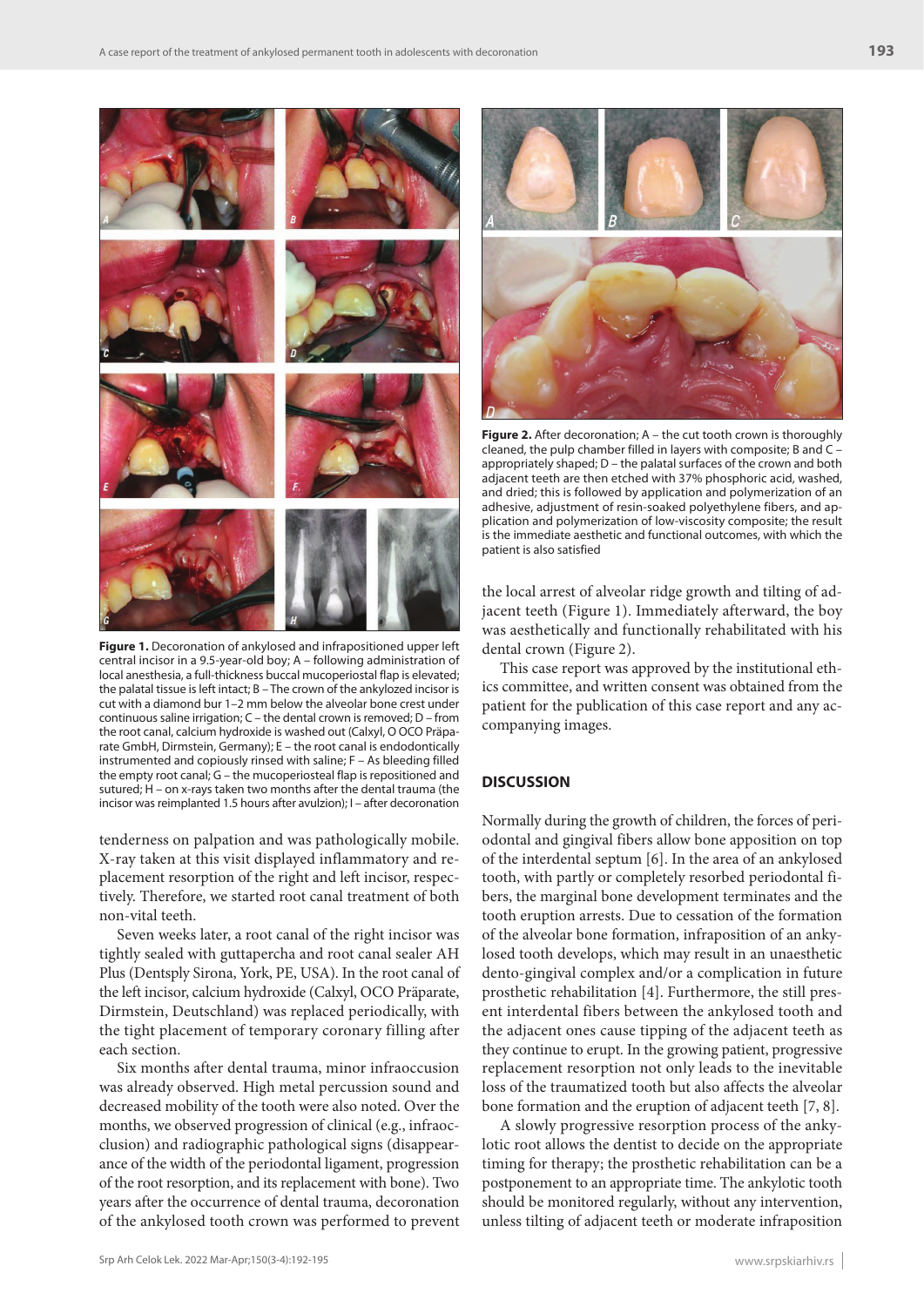**Figure 1.** Decoronation of ankylosed and infrapositioned upper left central incisor in a 9.5-year-old boy; A – following administration of local anesthesia, a full-thickness buccal mucoperiostal flap is elevated; the palatal tissue is left intact; B – The crown of the ankylozed incisor is cut with a diamond bur 1–2 mm below the alveolar bone crest under continuous saline irrigation; C – the dental crown is removed; D – from the root canal, calcium hydroxide is washed out (Calxyl, O OCO Präparate GmbH, Dirmstein, Germany); E – the root canal is endodontically instrumented and copiously rinsed with saline; F – As bleeding filled the empty root canal; G – the mucoperiosteal flap is repositioned and sutured; H – on x-rays taken two months after the dental trauma (the incisor was reimplanted 1.5 hours after avulzion); I – after decoronation

tenderness on palpation and was pathologically mobile. X-ray taken at this visit displayed inflammatory and replacement resorption of the right and left incisor, respectively. Therefore, we started root canal treatment of both non-vital teeth.

Seven weeks later, a root canal of the right incisor was tightly sealed with guttapercha and root canal sealer AH Plus (Dentsply Sirona, York, PE, USA). In the root canal of the left incisor, calcium hydroxide (Calxyl, OCO Präparate, Dirmstein, Deutschland) was replaced periodically, with the tight placement of temporary coronary filling after each section.

Six months after dental trauma, minor infraocclusion was already observed. High metal percussion sound and decreased mobility of the tooth were also noted. Over the months, we observed progression of clinical (e.g., infraocclusion) and radiographic pathological signs (disappearance of the width of the periodontal ligament, progression of the root resorption, and its replacement with bone). Two years after the occurrence of dental trauma, decoronation of the ankylosed tooth crown was performed to prevent the local arrest of alveolar ridge growth and tilting of adjacent teeth (Figure 1). Immediately afterward, the boy was aesthetically and functionally rehabilitated with his dental crown (Figure 2).

**Figure 2.** After decoronation; A – the cut tooth crown is thoroughly cleaned, the pulp chamber filled in layers with composite; B and C – appropriately shaped; D – the palatal surfaces of the crown and both adjacent teeth are then etched with 37% phosphoric acid, washed, and dried; this is followed by application and polymerization of an adhesive, adjustment of resin-soaked polyethylene fibers, and application and polymerization of low-viscosity composite; the result is the immediate aesthetic and functional outcomes, with which the patient is also satisfied

This case report was approved by the institutional ethics committee, and written consent was obtained from the patient for the publication of this case report and any accompanying images.

## DISCUSSION

Normally during the growth of children, the forces of periodontal and gingival fibers allow bone apposition on top of the interdental septum [6]. In the area of an ankylosed tooth, with partly or completely resorbed periodontal fibers, the marginal bone development terminates and the tooth eruption arrests. Due to cessation of the formation of the alveolar bone formation, infraposition of an ankylosed tooth develops, which may result in an unaesthetic dento-gingival complex and/or a complication in future prosthetic rehabilitation [4]. Furthermore, the still present interdental fibers between the ankylosed tooth and the adjacent ones cause tipping of the adjacent teeth as they continue to erupt. In the growing patient, progressive replacement resorption not only leads to the inevitable loss of the traumatized tooth but also affects the alveolar bone formation and the eruption of adjacent teeth [7, 8].

A slowly progressive resorption process of the ankylotic root allows the dentist to decide on the appropriate timing for therapy; the prosthetic rehabilitation can be a postponement to an appropriate time. The ankylotic tooth should be monitored regularly, without any intervention, unless tilting of adjacent teeth or moderate infraposition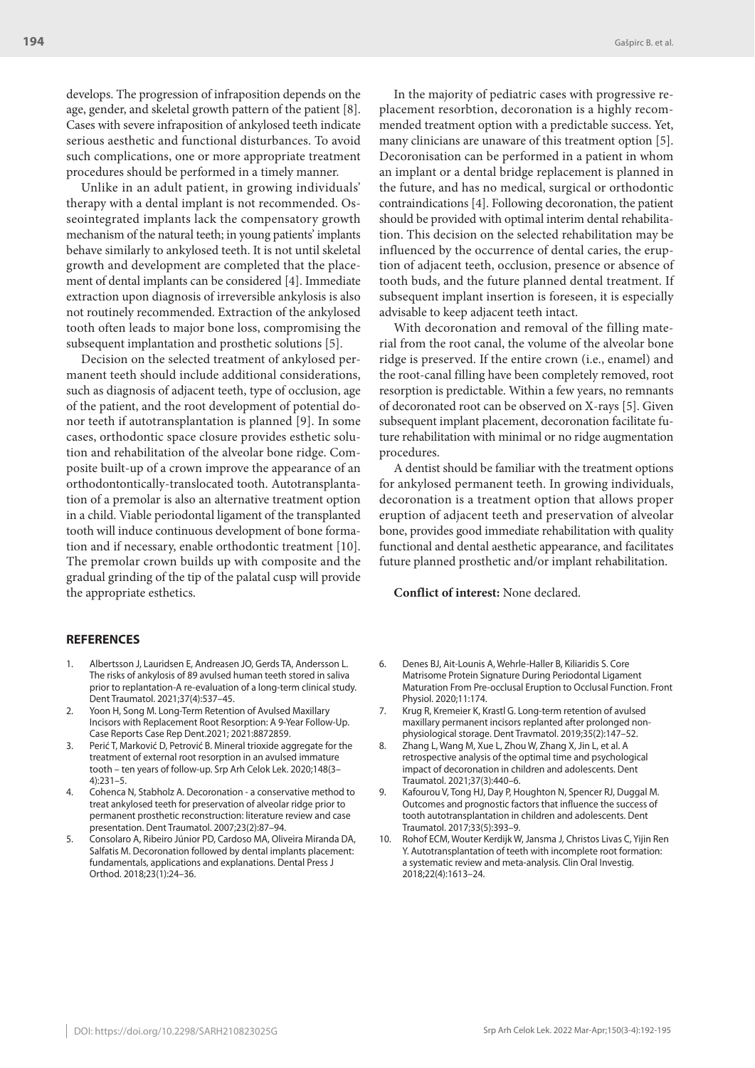develops. The progression of infraposition depends on the age, gender, and skeletal growth pattern of the patient [8]. Cases with severe infraposition of ankylosed teeth indicate serious aesthetic and functional disturbances. To avoid such complications, one or more appropriate treatment procedures should be performed in a timely manner.

Unlike in an adult patient, in growing individuals' therapy with a dental implant is not recommended. Osseointegrated implants lack the compensatory growth mechanism of the natural teeth; in young patients' implants behave similarly to ankylosed teeth. It is not until skeletal growth and development are completed that the placement of dental implants can be considered [4]. Immediate extraction upon diagnosis of irreversible ankylosis is also not routinely recommended. Extraction of the ankylosed tooth often leads to major bone loss, compromising the subsequent implantation and prosthetic solutions [5].

Decision on the selected treatment of ankylosed permanent teeth should include additional considerations, such as diagnosis of adjacent teeth, type of occlusion, age of the patient, and the root development of potential donor teeth if autotransplantation is planned [9]. In some cases, orthodontic space closure provides esthetic solution and rehabilitation of the alveolar bone ridge. Composite built-up of a crown improve the appearance of an orthodontontically-translocated tooth. Autotransplantation of a premolar is also an alternative treatment option in a child. Viable periodontal ligament of the transplanted tooth will induce continuous development of bone formation and if necessary, enable orthodontic treatment [10]. The premolar crown builds up with composite and the gradual grinding of the tip of the palatal cusp will provide the appropriate esthetics.

In the majority of pediatric cases with progressive replacement resorbtion, decoronation is a highly recommended treatment option with a predictable success. Yet, many clinicians are unaware of this treatment option [5]. Decoronisation can be performed in a patient in whom an implant or a dental bridge replacement is planned in the future, and has no medical, surgical or orthodontic contraindications [4]. Following decoronation, the patient should be provided with optimal interim dental rehabilitation. This decision on the selected rehabilitation may be influenced by the occurrence of dental caries, the eruption of adjacent teeth, occlusion, presence or absence of tooth buds, and the future planned dental treatment. If subsequent implant insertion is foreseen, it is especially advisable to keep adjacent teeth intact.

With decoronation and removal of the filling material from the root canal, the volume of the alveolar bone ridge is preserved. If the entire crown (i.e., enamel) and the root-canal filling have been completely removed, root resorption is predictable. Within a few years, no remnants of decoronated root can be observed on X-rays [5]. Given subsequent implant placement, decoronation facilitate future rehabilitation with minimal or no ridge augmentation procedures.

A dentist should be familiar with the treatment options for ankylosed permanent teeth. In growing individuals, decoronation is a treatment option that allows proper eruption of adjacent teeth and preservation of alveolar bone, provides good immediate rehabilitation with quality functional and dental aesthetic appearance, and facilitates future planned prosthetic and/or implant rehabilitation.

**Conflict of interest:** None declared.

## REFERENCES

1. Albertsson J, Lauridsen E, Andreasen JO, Gerds TA, Andersson L. The risks of ankylosis of 89 avulsed human teeth stored in saliva prior to replantation-A re-evaluation of a long-term clinical study. Dent Traumatol. 2021;37(4):537–45.
2. Yoon H, Song M. Long-Term Retention of Avulsed Maxillary Incisors with Replacement Root Resorption: A 9-Year Follow-Up. Case Reports Case Rep Dent.2021; 2021:8872859.
3. Perić T, Marković D, Petrović B. Mineral trioxide aggregate for the treatment of external root resorption in an avulsed immature tooth – ten years of follow-up. Srp Arh Celok Lek. 2020;148(3–4):231–5.
4. Cohenca N, Stabholz A. Decoronation - a conservative method to treat ankylosed teeth for preservation of alveolar ridge prior to permanent prosthetic reconstruction: literature review and case presentation. Dent Traumatol. 2007;23(2):87–94.
5. Consolaro A, Ribeiro Júnior PD, Cardoso MA, Oliveira Miranda DA, Salfatis M. Decoronation followed by dental implants placement: fundamentals, applications and explanations. Dental Press J Orthod. 2018;23(1):24–36.
6. Denes BJ, Ait-Lounis A, Wehrle-Haller B, Kiliaridis S. Core Matrisome Protein Signature During Periodontal Ligament Maturation From Pre-occlusal Eruption to Occlusal Function. Front Physiol. 2020;11:174.
7. Krug R, Kremeier K, Krastl G. Long-term retention of avulsed maxillary permanent incisors replanted after prolonged non-physiological storage. Dent Travmatol. 2019;35(2):147–52.
8. Zhang L, Wang M, Xue L, Zhou W, Zhang X, Jin L, et al. A retrospective analysis of the optimal time and psychological impact of decoronation in children and adolescents. Dent Traumatol. 2021;37(3):440–6.
9. Kafourou V, Tong HJ, Day P, Houghton N, Spencer RJ, Duggal M. Outcomes and prognostic factors that influence the success of tooth autotransplantation in children and adolescents. Dent Traumatol. 2017;33(5):393–9.
10. Rohof ECM, Wouter Kerdijk W, Jansma J, Christos Livas C, Yijin Ren Y. Autotransplantation of teeth with incomplete root formation: a systematic review and meta-analysis. Clin Oral Investig. 2018;22(4):1613–24.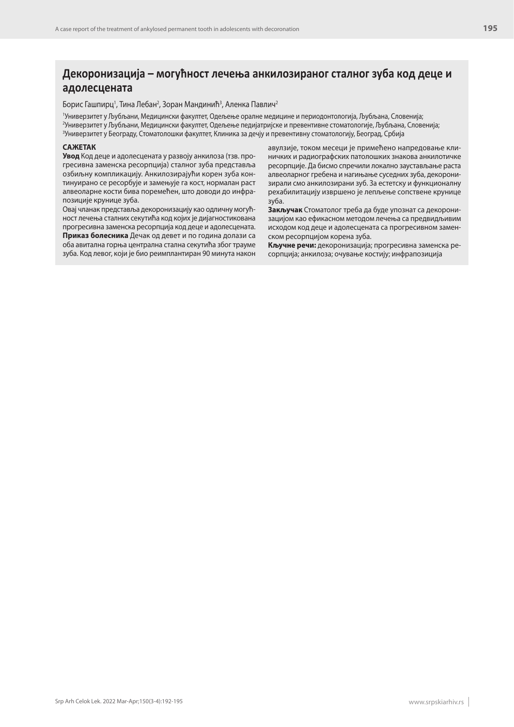# Декоронизација – могућност лечења анкилозираног сталног зуба код деце и адолесцената

Борис Гашпирц[1], Тина Лебан[2], Зоран Мандинић[3], Аленка Павлич[2]

[1]Универзитет у Љубљани, Медицински факултет, Одељење оралне медицине и периодонтологија, Љубљана, Словенија;
[2]Универзитет у Љубљани, Медицински факултет, Одељење педијатријске и превентивне стоматологије, Љубљана, Словенија;
[3]Универзитет у Београду, Стоматолошки факултет, Клиника за дечју и превентивну стоматологију, Београд, Србија

## САЖЕТАК

**Увод** Код деце и адолесцената у развоју анкилоза (тзв. прогресивна заменска ресорпција) сталног зуба представља озбиљну компликацију. Анкилозирајући корен зуба континуирано се ресорбује и замењује га кост, нормалан раст алвеоларне кости бива поремећен, што доводи до инфрапозиције крунице зуба.

Овај чланак представља декоронизацију као одличну могућност лечења сталних секутића код којих је дијагностикована прогресивна заменска ресорпција код деце и адолесцената.

**Приказ болесника** Дечак од девет и по година долази са оба авитална горња централна стална секутића због трауме зуба. Код левог, који је био реимплантиран 90 минута након авулзије, током месеци је примећено напредовање клиничких и радиографских патолошких знакова анкилотичке ресорпције. Да бисмо спречили локално заустављање раста алвеоларног гребена и нагињање суседних зуба, декоронизирали смо анкилозирани зуб. За естетску и функционалну рехабилитацију извршено је лепљење сопствене крунице зуба.

**Закључак** Стоматолог треба да буде упознат са декоронизацијом као ефикасном методом лечења са предвидљивим исходом код деце и адолесцената са прогресивном заменском ресорпцијом корена зуба.

**Кључне речи:** декоронизација; прогресивна заменска ресорпција; анкилоза; очување костију; инфрапозиција